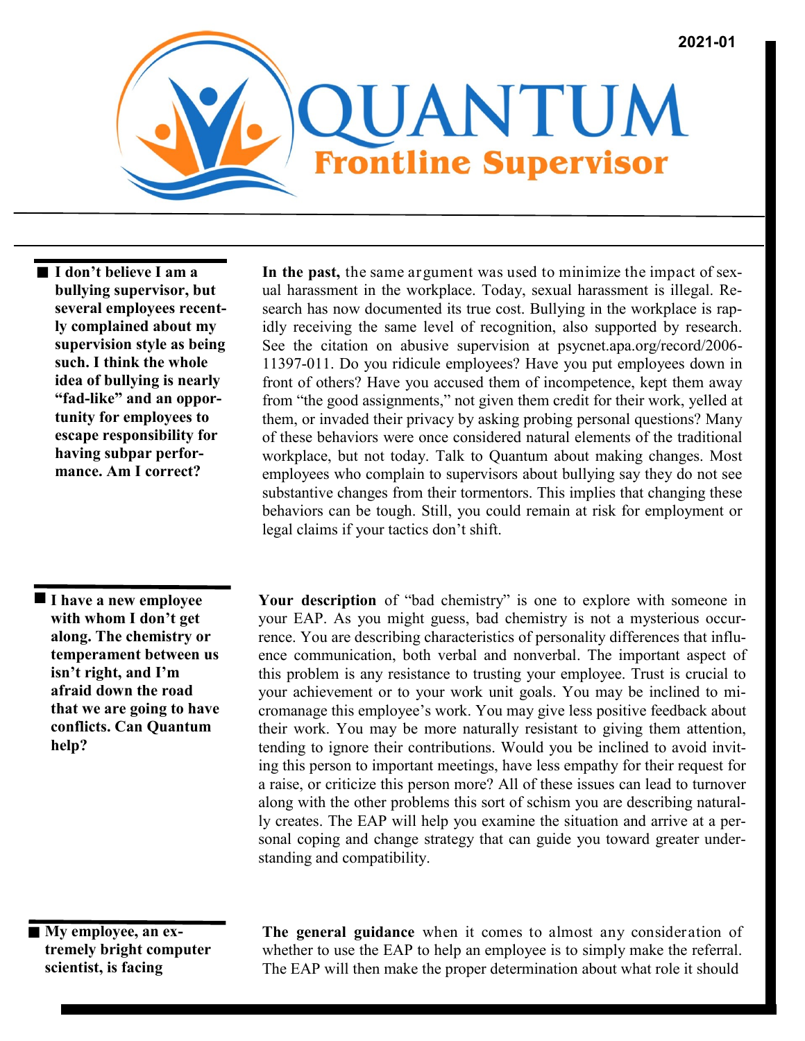2021-01

# QUANTUM
## Frontline Supervisor

**I don't believe I am a bullying supervisor, but several employees recently complained about my supervision style as being such. I think the whole idea of bullying is nearly "fad-like" and an opportunity for employees to escape responsibility for having subpar performance. Am I correct?**

**In the past,** the same argument was used to minimize the impact of sexual harassment in the workplace. Today, sexual harassment is illegal. Research has now documented its true cost. Bullying in the workplace is rapidly receiving the same level of recognition, also supported by research. See the citation on abusive supervision at psycnet.apa.org/record/2006-11397-011. Do you ridicule employees? Have you put employees down in front of others? Have you accused them of incompetence, kept them away from "the good assignments," not given them credit for their work, yelled at them, or invaded their privacy by asking probing personal questions? Many of these behaviors were once considered natural elements of the traditional workplace, but not today. Talk to Quantum about making changes. Most employees who complain to supervisors about bullying say they do not see substantive changes from their tormentors. This implies that changing these behaviors can be tough. Still, you could remain at risk for employment or legal claims if your tactics don't shift.

**I have a new employee with whom I don't get along. The chemistry or temperament between us isn't right, and I'm afraid down the road that we are going to have conflicts. Can Quantum help?**

**Your description** of "bad chemistry" is one to explore with someone in your EAP. As you might guess, bad chemistry is not a mysterious occurrence. You are describing characteristics of personality differences that influence communication, both verbal and nonverbal. The important aspect of this problem is any resistance to trusting your employee. Trust is crucial to your achievement or to your work unit goals. You may be inclined to micromanage this employee's work. You may give less positive feedback about their work. You may be more naturally resistant to giving them attention, tending to ignore their contributions. Would you be inclined to avoid inviting this person to important meetings, have less empathy for their request for a raise, or criticize this person more? All of these issues can lead to turnover along with the other problems this sort of schism you are describing naturally creates. The EAP will help you examine the situation and arrive at a personal coping and change strategy that can guide you toward greater understanding and compatibility.

**My employee, an extremely bright computer scientist, is facing**

**The general guidance** when it comes to almost any consideration of whether to use the EAP to help an employee is to simply make the referral. The EAP will then make the proper determination about what role it should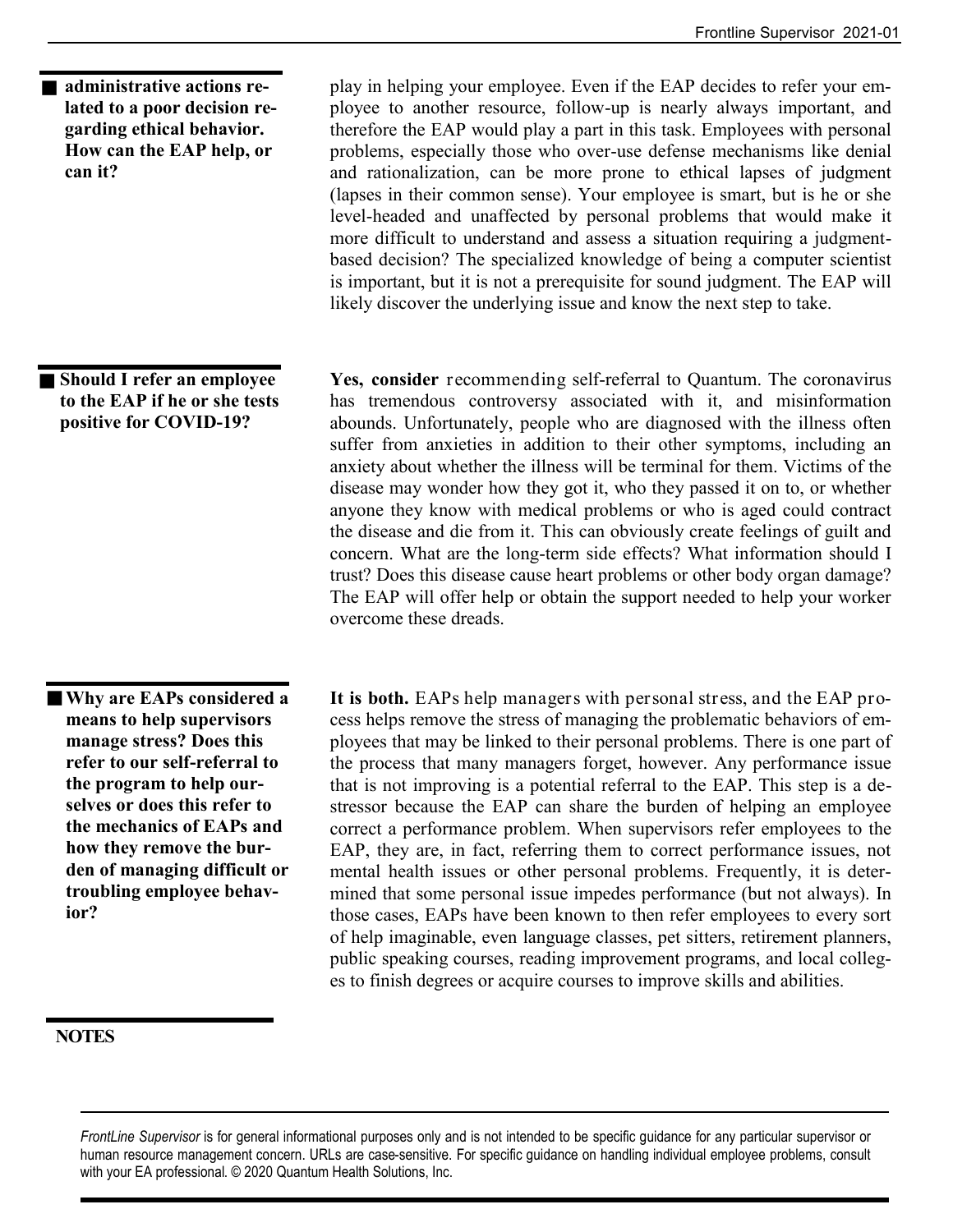**administrative actions related to a poor decision regarding ethical behavior. How can the EAP help, or can it?**

play in helping your employee. Even if the EAP decides to refer your employee to another resource, follow-up is nearly always important, and therefore the EAP would play a part in this task. Employees with personal problems, especially those who over-use defense mechanisms like denial and rationalization, can be more prone to ethical lapses of judgment (lapses in their common sense). Your employee is smart, but is he or she level-headed and unaffected by personal problems that would make it more difficult to understand and assess a situation requiring a judgment-based decision? The specialized knowledge of being a computer scientist is important, but it is not a prerequisite for sound judgment. The EAP will likely discover the underlying issue and know the next step to take.

**Should I refer an employee to the EAP if he or she tests positive for COVID-19?**

**Yes, consider** recommending self-referral to Quantum. The coronavirus has tremendous controversy associated with it, and misinformation abounds. Unfortunately, people who are diagnosed with the illness often suffer from anxieties in addition to their other symptoms, including an anxiety about whether the illness will be terminal for them. Victims of the disease may wonder how they got it, who they passed it on to, or whether anyone they know with medical problems or who is aged could contract the disease and die from it. This can obviously create feelings of guilt and concern. What are the long-term side effects? What information should I trust? Does this disease cause heart problems or other body organ damage? The EAP will offer help or obtain the support needed to help your worker overcome these dreads.

**Why are EAPs considered a means to help supervisors manage stress? Does this refer to our self-referral to the program to help ourselves or does this refer to the mechanics of EAPs and how they remove the burden of managing difficult or troubling employee behavior?**

**It is both.** EAPs help managers with personal stress, and the EAP process helps remove the stress of managing the problematic behaviors of employees that may be linked to their personal problems. There is one part of the process that many managers forget, however. Any performance issue that is not improving is a potential referral to the EAP. This step is a de-stressor because the EAP can share the burden of helping an employee correct a performance problem. When supervisors refer employees to the EAP, they are, in fact, referring them to correct performance issues, not mental health issues or other personal problems. Frequently, it is determined that some personal issue impedes performance (but not always). In those cases, EAPs have been known to then refer employees to every sort of help imaginable, even language classes, pet sitters, retirement planners, public speaking courses, reading improvement programs, and local colleges to finish degrees or acquire courses to improve skills and abilities.

**NOTES**

*FrontLine Supervisor* is for general informational purposes only and is not intended to be specific guidance for any particular supervisor or human resource management concern. URLs are case-sensitive. For specific guidance on handling individual employee problems, consult with your EA professional. © 2020 Quantum Health Solutions, Inc.